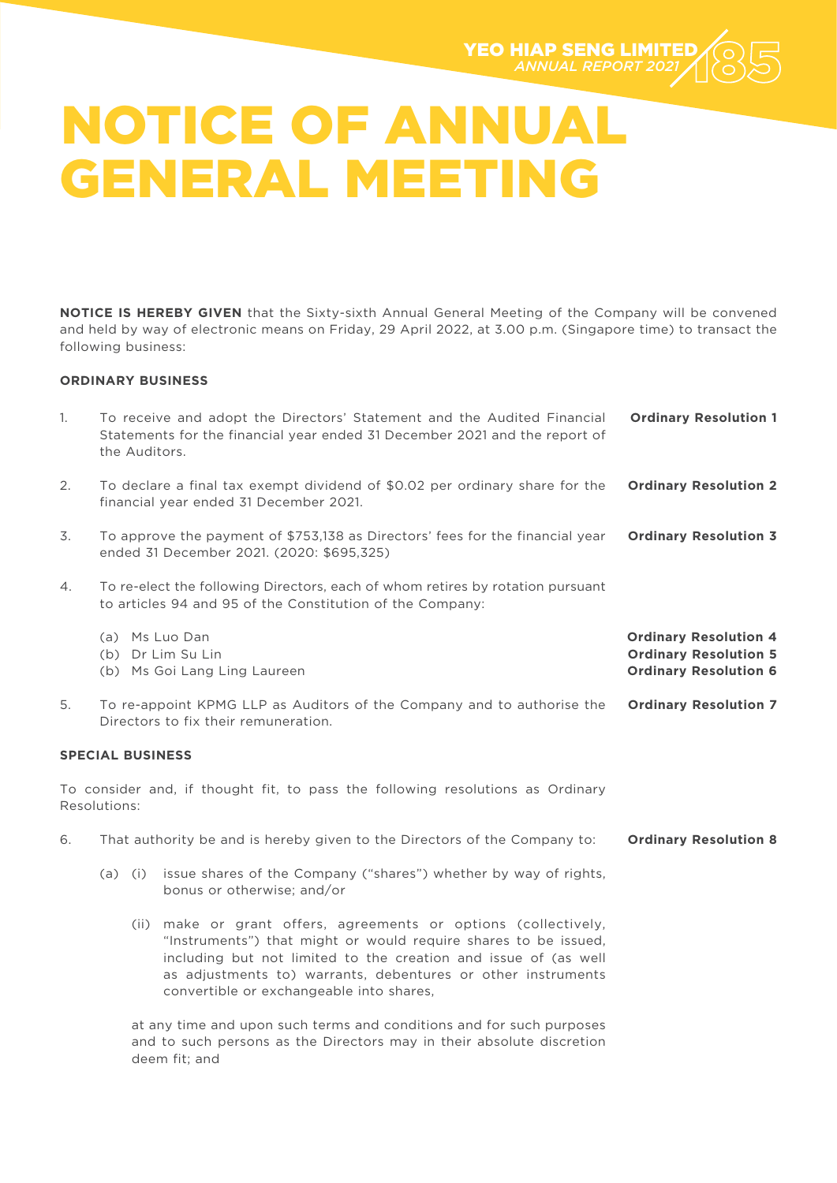# NOTICE OF ANNUAL GENERAL MEETING

**NOTICE IS HEREBY GIVEN** that the Sixty-sixth Annual General Meeting of the Company will be convened and held by way of electronic means on Friday, 29 April 2022, at 3.00 p.m. (Singapore time) to transact the following business:

**ORDINARY BUSINESS**

1. To receive and adopt the Directors' Statement and the Audited Financial Statements for the financial year ended 31 December 2021 and the report of the Auditors. **Ordinary Resolution 1**

2. To declare a final tax exempt dividend of $0.02 per ordinary share for the financial year ended 31 December 2021. **Ordinary Resolution 2**

3. To approve the payment of $753,138 as Directors' fees for the financial year ended 31 December 2021. (2020: $695,325) **Ordinary Resolution 3**

4. To re-elect the following Directors, each of whom retires by rotation pursuant to articles 94 and 95 of the Constitution of the Company:

   (a) Ms Luo Dan **Ordinary Resolution 4**
   (b) Dr Lim Su Lin **Ordinary Resolution 5**
   (b) Ms Goi Lang Ling Laureen **Ordinary Resolution 6**

5. To re-appoint KPMG LLP as Auditors of the Company and to authorise the Directors to fix their remuneration. **Ordinary Resolution 7**

**SPECIAL BUSINESS**

To consider and, if thought fit, to pass the following resolutions as Ordinary Resolutions:

6. That authority be and is hereby given to the Directors of the Company to: **Ordinary Resolution 8**

   (a) (i) issue shares of the Company ("shares") whether by way of rights, bonus or otherwise; and/or

   (ii) make or grant offers, agreements or options (collectively, "Instruments") that might or would require shares to be issued, including but not limited to the creation and issue of (as well as adjustments to) warrants, debentures or other instruments convertible or exchangeable into shares,

   at any time and upon such terms and conditions and for such purposes and to such persons as the Directors may in their absolute discretion deem fit; and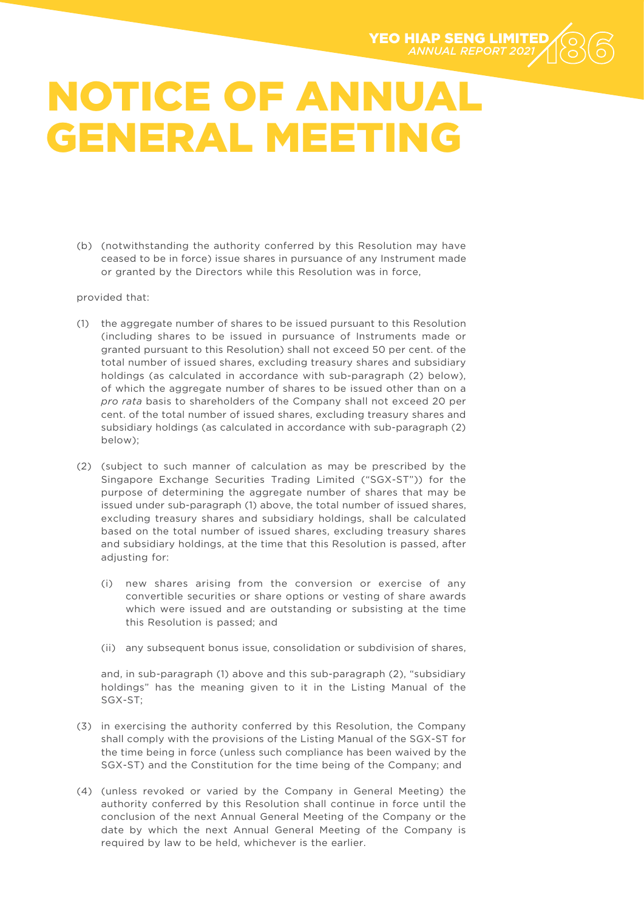# NOTICE OF ANNUAL GENERAL MEETING

(b) (notwithstanding the authority conferred by this Resolution may have ceased to be in force) issue shares in pursuance of any Instrument made or granted by the Directors while this Resolution was in force,

provided that:

(1) the aggregate number of shares to be issued pursuant to this Resolution (including shares to be issued in pursuance of Instruments made or granted pursuant to this Resolution) shall not exceed 50 per cent. of the total number of issued shares, excluding treasury shares and subsidiary holdings (as calculated in accordance with sub-paragraph (2) below), of which the aggregate number of shares to be issued other than on a *pro rata* basis to shareholders of the Company shall not exceed 20 per cent. of the total number of issued shares, excluding treasury shares and subsidiary holdings (as calculated in accordance with sub-paragraph (2) below);

(2) (subject to such manner of calculation as may be prescribed by the Singapore Exchange Securities Trading Limited ("SGX-ST")) for the purpose of determining the aggregate number of shares that may be issued under sub-paragraph (1) above, the total number of issued shares, excluding treasury shares and subsidiary holdings, shall be calculated based on the total number of issued shares, excluding treasury shares and subsidiary holdings, at the time that this Resolution is passed, after adjusting for:

   (i) new shares arising from the conversion or exercise of any convertible securities or share options or vesting of share awards which were issued and are outstanding or subsisting at the time this Resolution is passed; and

   (ii) any subsequent bonus issue, consolidation or subdivision of shares,

   and, in sub-paragraph (1) above and this sub-paragraph (2), "subsidiary holdings" has the meaning given to it in the Listing Manual of the SGX-ST;

(3) in exercising the authority conferred by this Resolution, the Company shall comply with the provisions of the Listing Manual of the SGX-ST for the time being in force (unless such compliance has been waived by the SGX-ST) and the Constitution for the time being of the Company; and

(4) (unless revoked or varied by the Company in General Meeting) the authority conferred by this Resolution shall continue in force until the conclusion of the next Annual General Meeting of the Company or the date by which the next Annual General Meeting of the Company is required by law to be held, whichever is the earlier.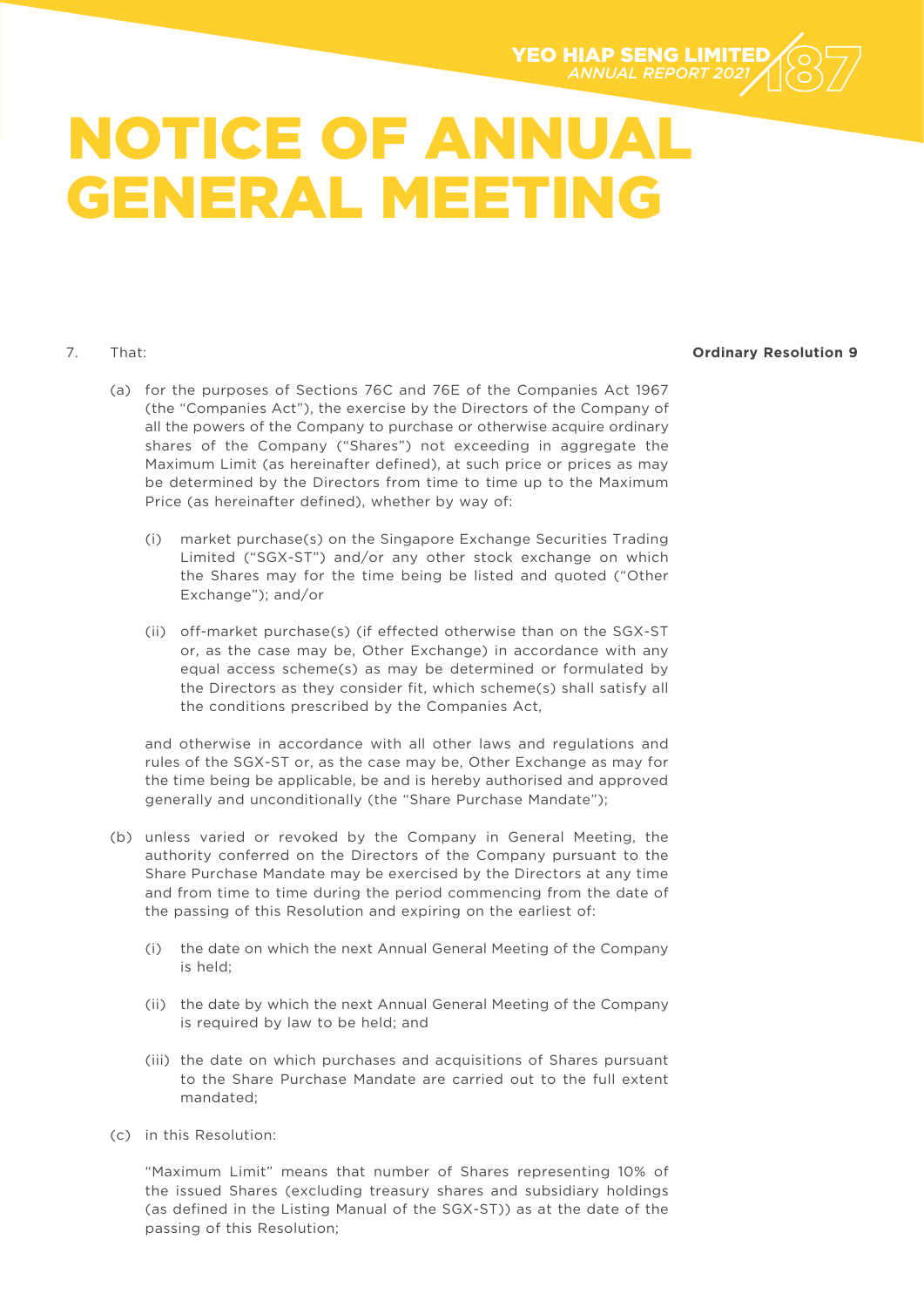# NOTICE OF ANNUAL GENERAL MEETING

7. That: **Ordinary Resolution 9**

   (a) for the purposes of Sections 76C and 76E of the Companies Act 1967 (the "Companies Act"), the exercise by the Directors of the Company of all the powers of the Company to purchase or otherwise acquire ordinary shares of the Company ("Shares") not exceeding in aggregate the Maximum Limit (as hereinafter defined), at such price or prices as may be determined by the Directors from time to time up to the Maximum Price (as hereinafter defined), whether by way of:

      (i) market purchase(s) on the Singapore Exchange Securities Trading Limited ("SGX-ST") and/or any other stock exchange on which the Shares may for the time being be listed and quoted ("Other Exchange"); and/or

      (ii) off-market purchase(s) (if effected otherwise than on the SGX-ST or, as the case may be, Other Exchange) in accordance with any equal access scheme(s) as may be determined or formulated by the Directors as they consider fit, which scheme(s) shall satisfy all the conditions prescribed by the Companies Act,

   and otherwise in accordance with all other laws and regulations and rules of the SGX-ST or, as the case may be, Other Exchange as may for the time being be applicable, be and is hereby authorised and approved generally and unconditionally (the "Share Purchase Mandate");

   (b) unless varied or revoked by the Company in General Meeting, the authority conferred on the Directors of the Company pursuant to the Share Purchase Mandate may be exercised by the Directors at any time and from time to time during the period commencing from the date of the passing of this Resolution and expiring on the earliest of:

      (i) the date on which the next Annual General Meeting of the Company is held;

      (ii) the date by which the next Annual General Meeting of the Company is required by law to be held; and

      (iii) the date on which purchases and acquisitions of Shares pursuant to the Share Purchase Mandate are carried out to the full extent mandated;

   (c) in this Resolution:

   "Maximum Limit" means that number of Shares representing 10% of the issued Shares (excluding treasury shares and subsidiary holdings (as defined in the Listing Manual of the SGX-ST)) as at the date of the passing of this Resolution;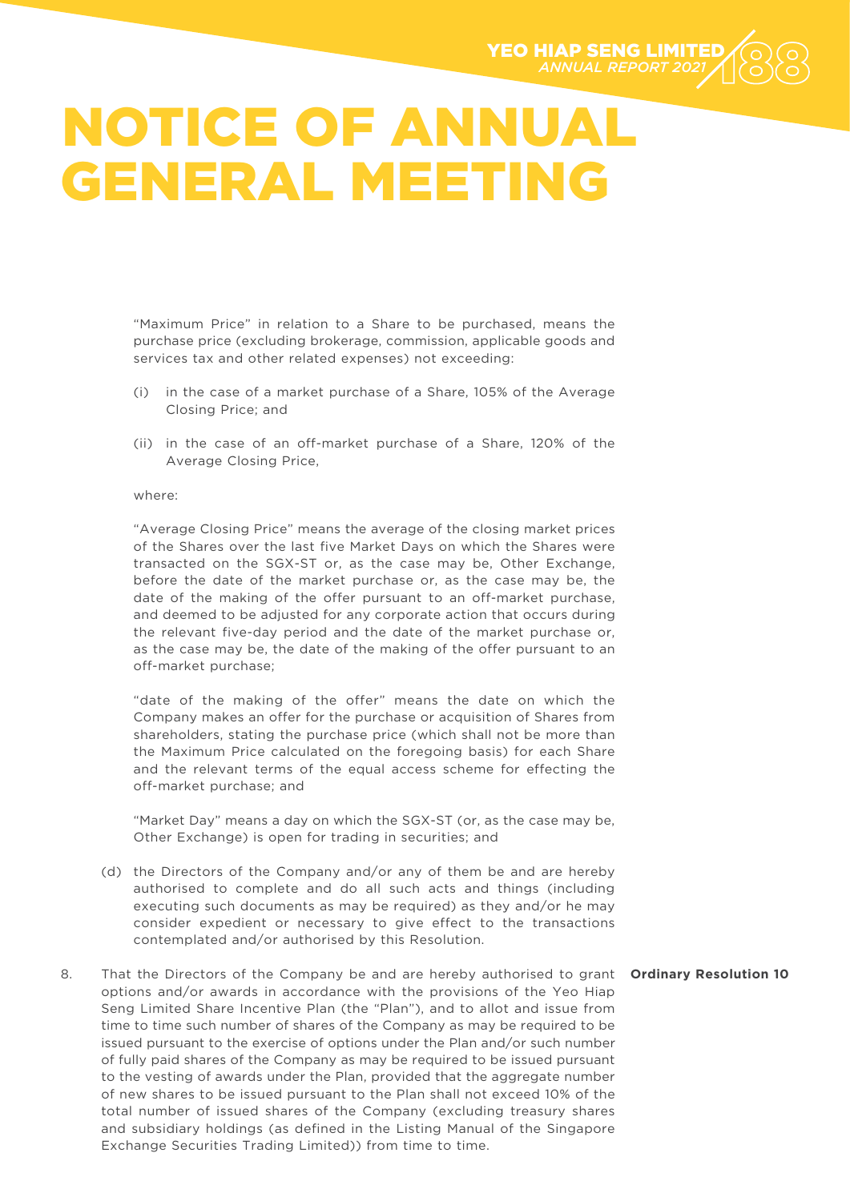# NOTICE OF ANNUAL GENERAL MEETING

"Maximum Price" in relation to a Share to be purchased, means the purchase price (excluding brokerage, commission, applicable goods and services tax and other related expenses) not exceeding:

(i) in the case of a market purchase of a Share, 105% of the Average Closing Price; and

(ii) in the case of an off-market purchase of a Share, 120% of the Average Closing Price,

where:

"Average Closing Price" means the average of the closing market prices of the Shares over the last five Market Days on which the Shares were transacted on the SGX-ST or, as the case may be, Other Exchange, before the date of the market purchase or, as the case may be, the date of the making of the offer pursuant to an off-market purchase, and deemed to be adjusted for any corporate action that occurs during the relevant five-day period and the date of the market purchase or, as the case may be, the date of the making of the offer pursuant to an off-market purchase;

"date of the making of the offer" means the date on which the Company makes an offer for the purchase or acquisition of Shares from shareholders, stating the purchase price (which shall not be more than the Maximum Price calculated on the foregoing basis) for each Share and the relevant terms of the equal access scheme for effecting the off-market purchase; and

"Market Day" means a day on which the SGX-ST (or, as the case may be, Other Exchange) is open for trading in securities; and

(d) the Directors of the Company and/or any of them be and are hereby authorised to complete and do all such acts and things (including executing such documents as may be required) as they and/or he may consider expedient or necessary to give effect to the transactions contemplated and/or authorised by this Resolution.

8. That the Directors of the Company be and are hereby authorised to grant options and/or awards in accordance with the provisions of the Yeo Hiap Seng Limited Share Incentive Plan (the "Plan"), and to allot and issue from time to time such number of shares of the Company as may be required to be issued pursuant to the exercise of options under the Plan and/or such number of fully paid shares of the Company as may be required to be issued pursuant to the vesting of awards under the Plan, provided that the aggregate number of new shares to be issued pursuant to the Plan shall not exceed 10% of the total number of issued shares of the Company (excluding treasury shares and subsidiary holdings (as defined in the Listing Manual of the Singapore Exchange Securities Trading Limited)) from time to time. **Ordinary Resolution 10**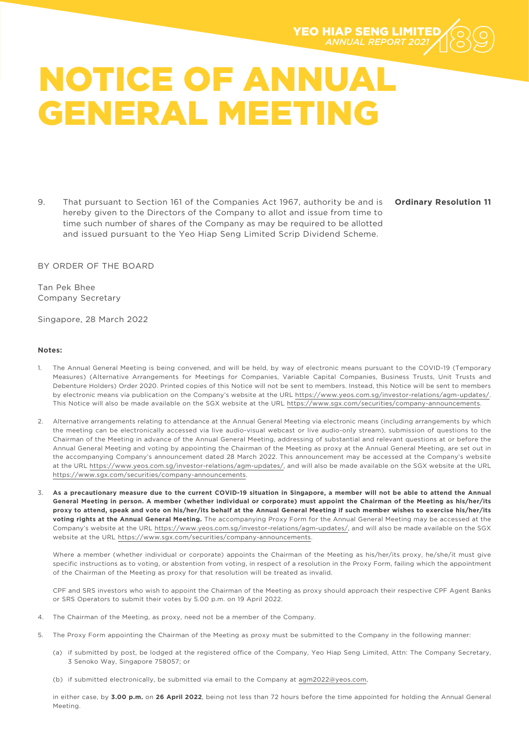# NOTICE OF ANNUAL GENERAL MEETING

9. That pursuant to Section 161 of the Companies Act 1967, authority be and is hereby given to the Directors of the Company to allot and issue from time to time such number of shares of the Company as may be required to be allotted and issued pursuant to the Yeo Hiap Seng Limited Scrip Dividend Scheme. **Ordinary Resolution 11**

BY ORDER OF THE BOARD

Tan Pek Bhee
Company Secretary

Singapore, 28 March 2022

**Notes:**

1. The Annual General Meeting is being convened, and will be held, by way of electronic means pursuant to the COVID-19 (Temporary Measures) (Alternative Arrangements for Meetings for Companies, Variable Capital Companies, Business Trusts, Unit Trusts and Debenture Holders) Order 2020. Printed copies of this Notice will not be sent to members. Instead, this Notice will be sent to members by electronic means via publication on the Company's website at the URL https://www.yeos.com.sg/investor-relations/agm-updates/. This Notice will also be made available on the SGX website at the URL https://www.sgx.com/securities/company-announcements.

2. Alternative arrangements relating to attendance at the Annual General Meeting via electronic means (including arrangements by which the meeting can be electronically accessed via live audio-visual webcast or live audio-only stream), submission of questions to the Chairman of the Meeting in advance of the Annual General Meeting, addressing of substantial and relevant questions at or before the Annual General Meeting and voting by appointing the Chairman of the Meeting as proxy at the Annual General Meeting, are set out in the accompanying Company's announcement dated 28 March 2022. This announcement may be accessed at the Company's website at the URL https://www.yeos.com.sg/investor-relations/agm-updates/, and will also be made available on the SGX website at the URL https://www.sgx.com/securities/company-announcements.

3. **As a precautionary measure due to the current COVID-19 situation in Singapore, a member will not be able to attend the Annual General Meeting in person. A member (whether individual or corporate) must appoint the Chairman of the Meeting as his/her/its proxy to attend, speak and vote on his/her/its behalf at the Annual General Meeting if such member wishes to exercise his/her/its voting rights at the Annual General Meeting.** The accompanying Proxy Form for the Annual General Meeting may be accessed at the Company's website at the URL https://www.yeos.com.sg/investor-relations/agm-updates/, and will also be made available on the SGX website at the URL https://www.sgx.com/securities/company-announcements.

   Where a member (whether individual or corporate) appoints the Chairman of the Meeting as his/her/its proxy, he/she/it must give specific instructions as to voting, or abstention from voting, in respect of a resolution in the Proxy Form, failing which the appointment of the Chairman of the Meeting as proxy for that resolution will be treated as invalid.

   CPF and SRS investors who wish to appoint the Chairman of the Meeting as proxy should approach their respective CPF Agent Banks or SRS Operators to submit their votes by 5.00 p.m. on 19 April 2022.

4. The Chairman of the Meeting, as proxy, need not be a member of the Company.

5. The Proxy Form appointing the Chairman of the Meeting as proxy must be submitted to the Company in the following manner:

   (a) if submitted by post, be lodged at the registered office of the Company, Yeo Hiap Seng Limited, Attn: The Company Secretary, 3 Senoko Way, Singapore 758057; or

   (b) if submitted electronically, be submitted via email to the Company at agm2022@yeos.com,

   in either case, by **3.00 p.m.** on **26 April 2022**, being not less than 72 hours before the time appointed for holding the Annual General Meeting.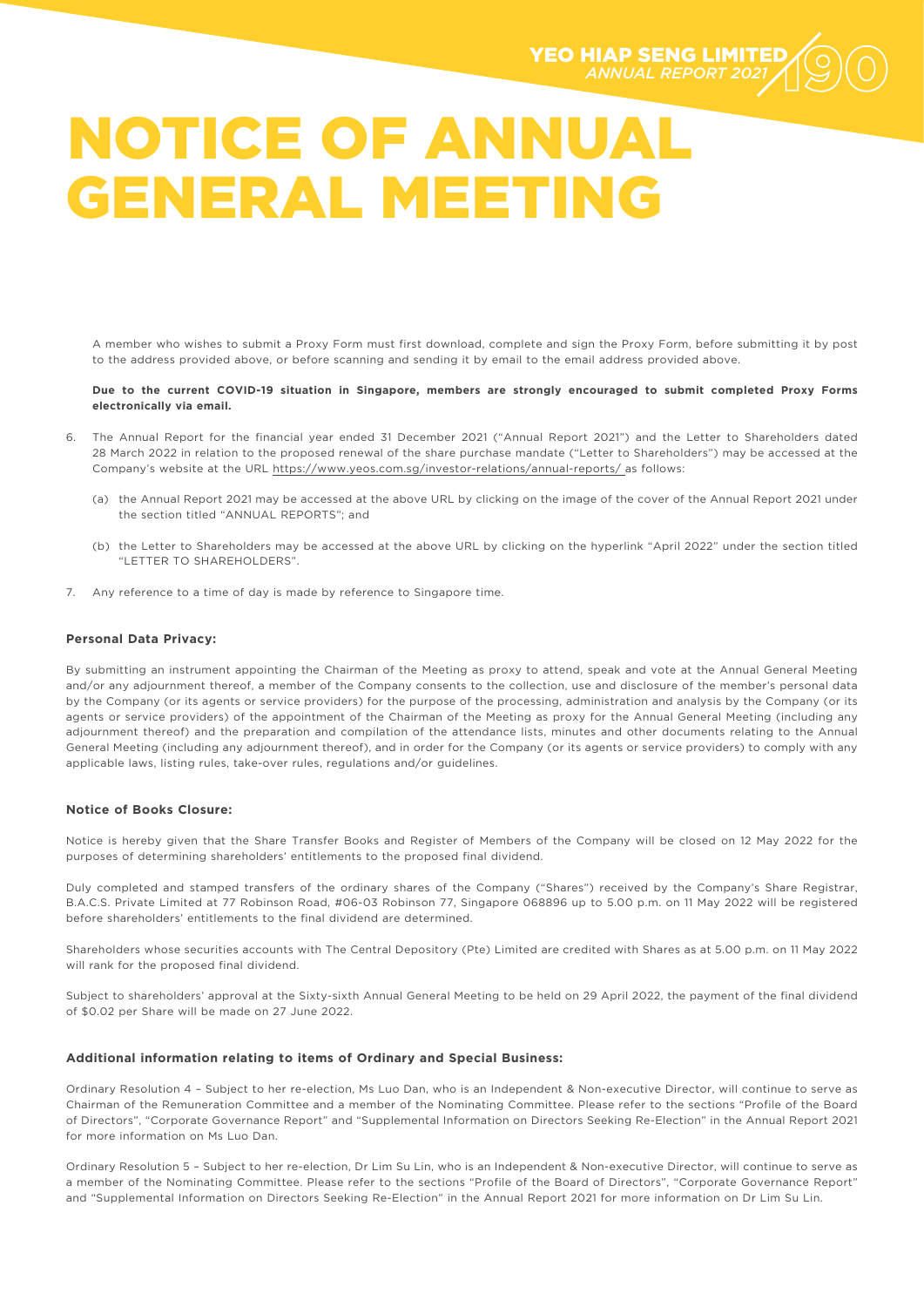# NOTICE OF ANNUAL GENERAL MEETING

A member who wishes to submit a Proxy Form must first download, complete and sign the Proxy Form, before submitting it by post to the address provided above, or before scanning and sending it by email to the email address provided above.

**Due to the current COVID-19 situation in Singapore, members are strongly encouraged to submit completed Proxy Forms electronically via email.**

6. The Annual Report for the financial year ended 31 December 2021 ("Annual Report 2021") and the Letter to Shareholders dated 28 March 2022 in relation to the proposed renewal of the share purchase mandate ("Letter to Shareholders") may be accessed at the Company's website at the URL https://www.yeos.com.sg/investor-relations/annual-reports/ as follows:

   (a) the Annual Report 2021 may be accessed at the above URL by clicking on the image of the cover of the Annual Report 2021 under the section titled "ANNUAL REPORTS"; and

   (b) the Letter to Shareholders may be accessed at the above URL by clicking on the hyperlink "April 2022" under the section titled "LETTER TO SHAREHOLDERS".

7. Any reference to a time of day is made by reference to Singapore time.

**Personal Data Privacy:**

By submitting an instrument appointing the Chairman of the Meeting as proxy to attend, speak and vote at the Annual General Meeting and/or any adjournment thereof, a member of the Company consents to the collection, use and disclosure of the member's personal data by the Company (or its agents or service providers) for the purpose of the processing, administration and analysis by the Company (or its agents or service providers) of the appointment of the Chairman of the Meeting as proxy for the Annual General Meeting (including any adjournment thereof) and the preparation and compilation of the attendance lists, minutes and other documents relating to the Annual General Meeting (including any adjournment thereof), and in order for the Company (or its agents or service providers) to comply with any applicable laws, listing rules, take-over rules, regulations and/or guidelines.

**Notice of Books Closure:**

Notice is hereby given that the Share Transfer Books and Register of Members of the Company will be closed on 12 May 2022 for the purposes of determining shareholders' entitlements to the proposed final dividend.

Duly completed and stamped transfers of the ordinary shares of the Company ("Shares") received by the Company's Share Registrar, B.A.C.S. Private Limited at 77 Robinson Road, #06-03 Robinson 77, Singapore 068896 up to 5.00 p.m. on 11 May 2022 will be registered before shareholders' entitlements to the final dividend are determined.

Shareholders whose securities accounts with The Central Depository (Pte) Limited are credited with Shares as at 5.00 p.m. on 11 May 2022 will rank for the proposed final dividend.

Subject to shareholders' approval at the Sixty-sixth Annual General Meeting to be held on 29 April 2022, the payment of the final dividend of $0.02 per Share will be made on 27 June 2022.

**Additional information relating to items of Ordinary and Special Business:**

Ordinary Resolution 4 – Subject to her re-election, Ms Luo Dan, who is an Independent & Non-executive Director, will continue to serve as Chairman of the Remuneration Committee and a member of the Nominating Committee. Please refer to the sections "Profile of the Board of Directors", "Corporate Governance Report" and "Supplemental Information on Directors Seeking Re-Election" in the Annual Report 2021 for more information on Ms Luo Dan.

Ordinary Resolution 5 – Subject to her re-election, Dr Lim Su Lin, who is an Independent & Non-executive Director, will continue to serve as a member of the Nominating Committee. Please refer to the sections "Profile of the Board of Directors", "Corporate Governance Report" and "Supplemental Information on Directors Seeking Re-Election" in the Annual Report 2021 for more information on Dr Lim Su Lin.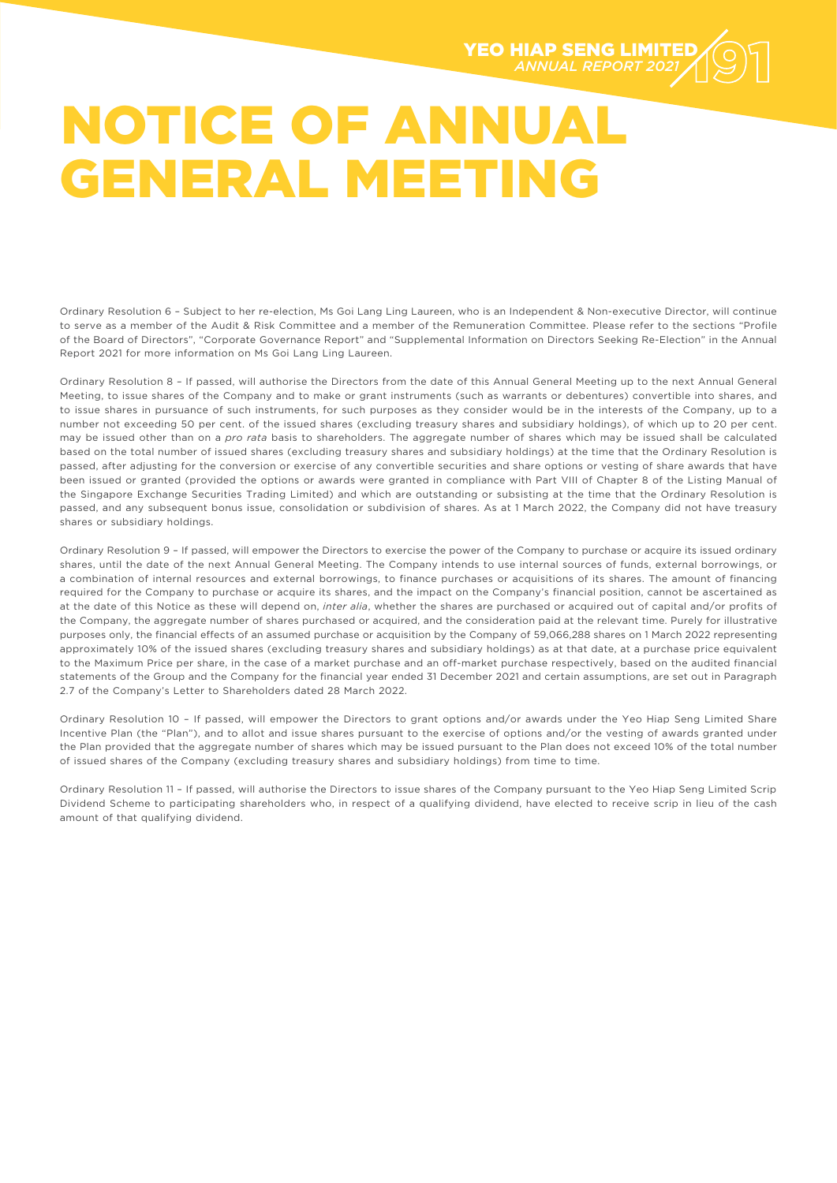# NOTICE OF ANNUAL GENERAL MEETING

Ordinary Resolution 6 – Subject to her re-election, Ms Goi Lang Ling Laureen, who is an Independent & Non-executive Director, will continue to serve as a member of the Audit & Risk Committee and a member of the Remuneration Committee. Please refer to the sections "Profile of the Board of Directors", "Corporate Governance Report" and "Supplemental Information on Directors Seeking Re-Election" in the Annual Report 2021 for more information on Ms Goi Lang Ling Laureen.

Ordinary Resolution 8 – If passed, will authorise the Directors from the date of this Annual General Meeting up to the next Annual General Meeting, to issue shares of the Company and to make or grant instruments (such as warrants or debentures) convertible into shares, and to issue shares in pursuance of such instruments, for such purposes as they consider would be in the interests of the Company, up to a number not exceeding 50 per cent. of the issued shares (excluding treasury shares and subsidiary holdings), of which up to 20 per cent. may be issued other than on a *pro rata* basis to shareholders. The aggregate number of shares which may be issued shall be calculated based on the total number of issued shares (excluding treasury shares and subsidiary holdings) at the time that the Ordinary Resolution is passed, after adjusting for the conversion or exercise of any convertible securities and share options or vesting of share awards that have been issued or granted (provided the options or awards were granted in compliance with Part VIII of Chapter 8 of the Listing Manual of the Singapore Exchange Securities Trading Limited) and which are outstanding or subsisting at the time that the Ordinary Resolution is passed, and any subsequent bonus issue, consolidation or subdivision of shares. As at 1 March 2022, the Company did not have treasury shares or subsidiary holdings.

Ordinary Resolution 9 – If passed, will empower the Directors to exercise the power of the Company to purchase or acquire its issued ordinary shares, until the date of the next Annual General Meeting. The Company intends to use internal sources of funds, external borrowings, or a combination of internal resources and external borrowings, to finance purchases or acquisitions of its shares. The amount of financing required for the Company to purchase or acquire its shares, and the impact on the Company's financial position, cannot be ascertained as at the date of this Notice as these will depend on, *inter alia*, whether the shares are purchased or acquired out of capital and/or profits of the Company, the aggregate number of shares purchased or acquired, and the consideration paid at the relevant time. Purely for illustrative purposes only, the financial effects of an assumed purchase or acquisition by the Company of 59,066,288 shares on 1 March 2022 representing approximately 10% of the issued shares (excluding treasury shares and subsidiary holdings) as at that date, at a purchase price equivalent to the Maximum Price per share, in the case of a market purchase and an off-market purchase respectively, based on the audited financial statements of the Group and the Company for the financial year ended 31 December 2021 and certain assumptions, are set out in Paragraph 2.7 of the Company's Letter to Shareholders dated 28 March 2022.

Ordinary Resolution 10 – If passed, will empower the Directors to grant options and/or awards under the Yeo Hiap Seng Limited Share Incentive Plan (the "Plan"), and to allot and issue shares pursuant to the exercise of options and/or the vesting of awards granted under the Plan provided that the aggregate number of shares which may be issued pursuant to the Plan does not exceed 10% of the total number of issued shares of the Company (excluding treasury shares and subsidiary holdings) from time to time.

Ordinary Resolution 11 – If passed, will authorise the Directors to issue shares of the Company pursuant to the Yeo Hiap Seng Limited Scrip Dividend Scheme to participating shareholders who, in respect of a qualifying dividend, have elected to receive scrip in lieu of the cash amount of that qualifying dividend.